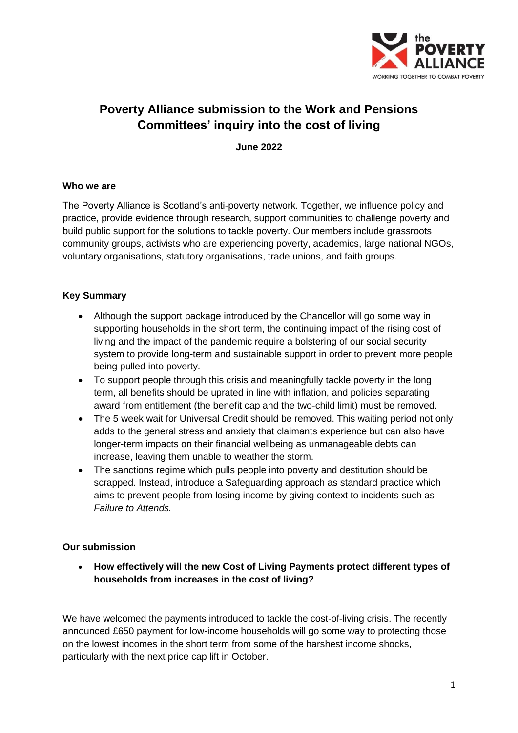# Poverty Alliance submission to the Work and Pensions Committees' inquiry into the cost of living

**June 2022**

**Who we are**

The Poverty Alliance is Scotland's anti-poverty network. Together, we influence policy and practice, provide evidence through research, support communities to challenge poverty and build public support for the solutions to tackle poverty. Our members include grassroots community groups, activists who are experiencing poverty, academics, large national NGOs, voluntary organisations, statutory organisations, trade unions, and faith groups.

**Key Summary**

- Although the support package introduced by the Chancellor will go some way in supporting households in the short term, the continuing impact of the rising cost of living and the impact of the pandemic require a bolstering of our social security system to provide long-term and sustainable support in order to prevent more people being pulled into poverty.
- To support people through this crisis and meaningfully tackle poverty in the long term, all benefits should be uprated in line with inflation, and policies separating award from entitlement (the benefit cap and the two-child limit) must be removed.
- The 5 week wait for Universal Credit should be removed. This waiting period not only adds to the general stress and anxiety that claimants experience but can also have longer-term impacts on their financial wellbeing as unmanageable debts can increase, leaving them unable to weather the storm.
- The sanctions regime which pulls people into poverty and destitution should be scrapped. Instead, introduce a Safeguarding approach as standard practice which aims to prevent people from losing income by giving context to incidents such as *Failure to Attends.*

**Our submission**

- **How effectively will the new Cost of Living Payments protect different types of households from increases in the cost of living?**

We have welcomed the payments introduced to tackle the cost-of-living crisis. The recently announced £650 payment for low-income households will go some way to protecting those on the lowest incomes in the short term from some of the harshest income shocks, particularly with the next price cap lift in October.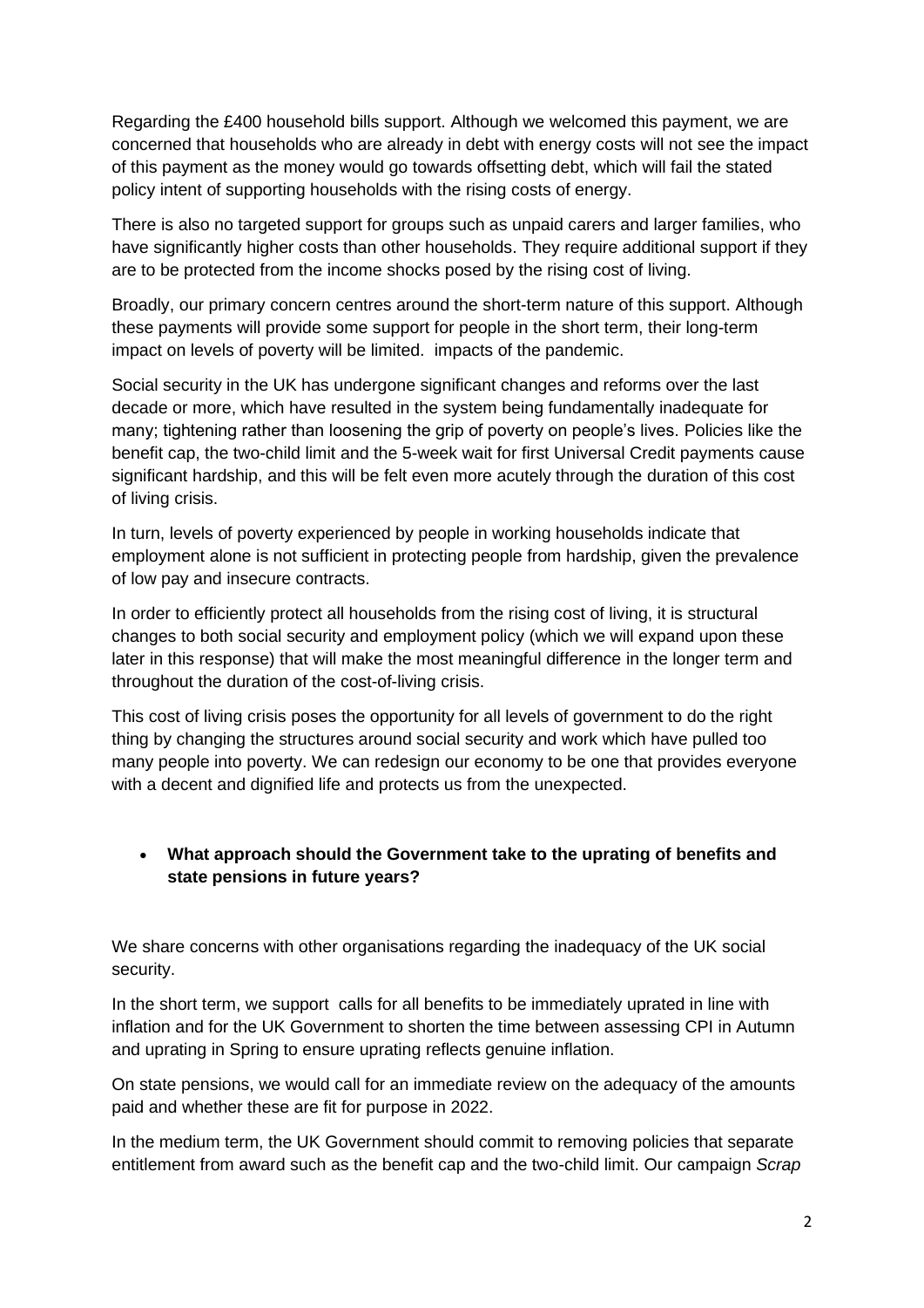Regarding the £400 household bills support. Although we welcomed this payment, we are concerned that households who are already in debt with energy costs will not see the impact of this payment as the money would go towards offsetting debt, which will fail the stated policy intent of supporting households with the rising costs of energy.

There is also no targeted support for groups such as unpaid carers and larger families, who have significantly higher costs than other households. They require additional support if they are to be protected from the income shocks posed by the rising cost of living.

Broadly, our primary concern centres around the short-term nature of this support. Although these payments will provide some support for people in the short term, their long-term impact on levels of poverty will be limited.  impacts of the pandemic.

Social security in the UK has undergone significant changes and reforms over the last decade or more, which have resulted in the system being fundamentally inadequate for many; tightening rather than loosening the grip of poverty on people's lives. Policies like the benefit cap, the two-child limit and the 5-week wait for first Universal Credit payments cause significant hardship, and this will be felt even more acutely through the duration of this cost of living crisis.

In turn, levels of poverty experienced by people in working households indicate that employment alone is not sufficient in protecting people from hardship, given the prevalence of low pay and insecure contracts.

In order to efficiently protect all households from the rising cost of living, it is structural changes to both social security and employment policy (which we will expand upon these later in this response) that will make the most meaningful difference in the longer term and throughout the duration of the cost-of-living crisis.

This cost of living crisis poses the opportunity for all levels of government to do the right thing by changing the structures around social security and work which have pulled too many people into poverty. We can redesign our economy to be one that provides everyone with a decent and dignified life and protects us from the unexpected.

- **What approach should the Government take to the uprating of benefits and state pensions in future years?**

We share concerns with other organisations regarding the inadequacy of the UK social security.

In the short term, we support  calls for all benefits to be immediately uprated in line with inflation and for the UK Government to shorten the time between assessing CPI in Autumn and uprating in Spring to ensure uprating reflects genuine inflation.

On state pensions, we would call for an immediate review on the adequacy of the amounts paid and whether these are fit for purpose in 2022.

In the medium term, the UK Government should commit to removing policies that separate entitlement from award such as the benefit cap and the two-child limit. Our campaign *Scrap*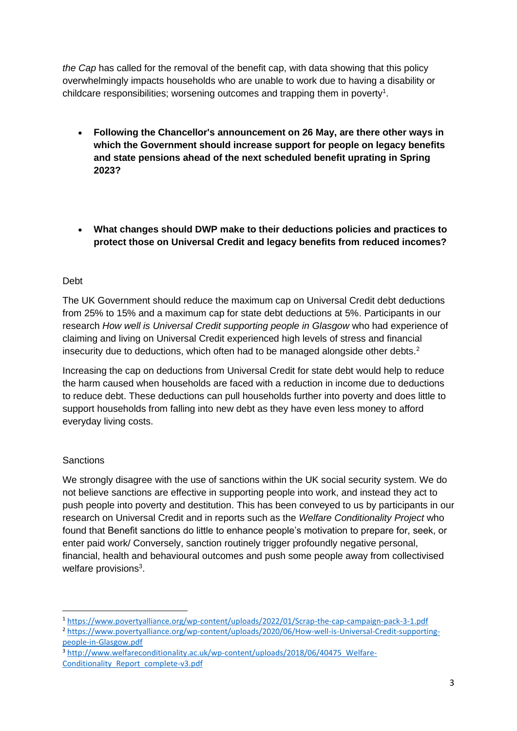*the Cap* has called for the removal of the benefit cap, with data showing that this policy overwhelmingly impacts households who are unable to work due to having a disability or childcare responsibilities; worsening outcomes and trapping them in poverty[1].

- **Following the Chancellor's announcement on 26 May, are there other ways in which the Government should increase support for people on legacy benefits and state pensions ahead of the next scheduled benefit uprating in Spring 2023?**

- **What changes should DWP make to their deductions policies and practices to protect those on Universal Credit and legacy benefits from reduced incomes?**

Debt

The UK Government should reduce the maximum cap on Universal Credit debt deductions from 25% to 15% and a maximum cap for state debt deductions at 5%. Participants in our research *How well is Universal Credit supporting people in Glasgow* who had experience of claiming and living on Universal Credit experienced high levels of stress and financial insecurity due to deductions, which often had to be managed alongside other debts.[2]

Increasing the cap on deductions from Universal Credit for state debt would help to reduce the harm caused when households are faced with a reduction in income due to deductions to reduce debt. These deductions can pull households further into poverty and does little to support households from falling into new debt as they have even less money to afford everyday living costs.

Sanctions

We strongly disagree with the use of sanctions within the UK social security system. We do not believe sanctions are effective in supporting people into work, and instead they act to push people into poverty and destitution. This has been conveyed to us by participants in our research on Universal Credit and in reports such as the *Welfare Conditionality Project* who found that Benefit sanctions do little to enhance people's motivation to prepare for, seek, or enter paid work/ Conversely, sanction routinely trigger profoundly negative personal, financial, health and behavioural outcomes and push some people away from collectivised welfare provisions[3].

---

[1] https://www.povertyalliance.org/wp-content/uploads/2022/01/Scrap-the-cap-campaign-pack-3-1.pdf

[2] https://www.povertyalliance.org/wp-content/uploads/2020/06/How-well-is-Universal-Credit-supporting-people-in-Glasgow.pdf

[3] http://www.welfareconditionality.ac.uk/wp-content/uploads/2018/06/40475_Welfare-Conditionality_Report_complete-v3.pdf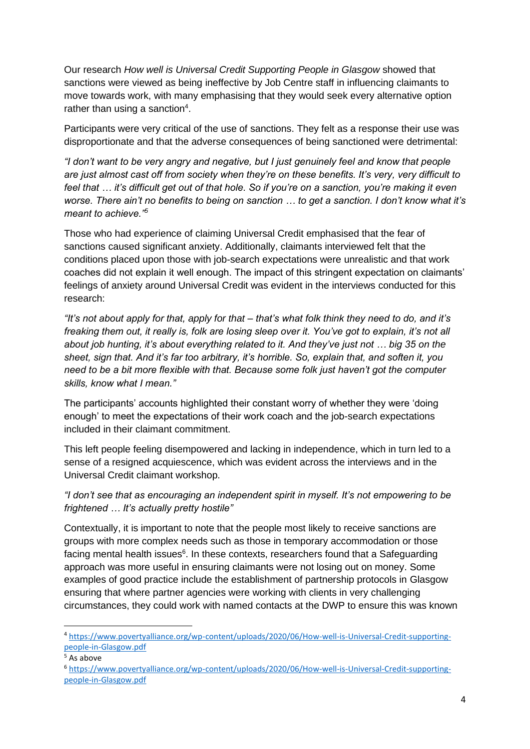Our research *How well is Universal Credit Supporting People in Glasgow* showed that sanctions were viewed as being ineffective by Job Centre staff in influencing claimants to move towards work, with many emphasising that they would seek every alternative option rather than using a sanction[4].

Participants were very critical of the use of sanctions. They felt as a response their use was disproportionate and that the adverse consequences of being sanctioned were detrimental:

*"I don't want to be very angry and negative, but I just genuinely feel and know that people are just almost cast off from society when they're on these benefits. It's very, very difficult to feel that … it's difficult get out of that hole. So if you're on a sanction, you're making it even worse. There ain't no benefits to being on sanction … to get a sanction. I don't know what it's meant to achieve."*[5]

Those who had experience of claiming Universal Credit emphasised that the fear of sanctions caused significant anxiety. Additionally, claimants interviewed felt that the conditions placed upon those with job-search expectations were unrealistic and that work coaches did not explain it well enough. The impact of this stringent expectation on claimants' feelings of anxiety around Universal Credit was evident in the interviews conducted for this research:

*"It's not about apply for that, apply for that – that's what folk think they need to do, and it's freaking them out, it really is, folk are losing sleep over it. You've got to explain, it's not all about job hunting, it's about everything related to it. And they've just not … big 35 on the sheet, sign that. And it's far too arbitrary, it's horrible. So, explain that, and soften it, you need to be a bit more flexible with that. Because some folk just haven't got the computer skills, know what I mean."*

The participants' accounts highlighted their constant worry of whether they were 'doing enough' to meet the expectations of their work coach and the job-search expectations included in their claimant commitment.

This left people feeling disempowered and lacking in independence, which in turn led to a sense of a resigned acquiescence, which was evident across the interviews and in the Universal Credit claimant workshop.

*"I don't see that as encouraging an independent spirit in myself. It's not empowering to be frightened … It's actually pretty hostile"*

Contextually, it is important to note that the people most likely to receive sanctions are groups with more complex needs such as those in temporary accommodation or those facing mental health issues[6]. In these contexts, researchers found that a Safeguarding approach was more useful in ensuring claimants were not losing out on money. Some examples of good practice include the establishment of partnership protocols in Glasgow ensuring that where partner agencies were working with clients in very challenging circumstances, they could work with named contacts at the DWP to ensure this was known

---

[4] https://www.povertyalliance.org/wp-content/uploads/2020/06/How-well-is-Universal-Credit-supporting-people-in-Glasgow.pdf

[5] As above

[6] https://www.povertyalliance.org/wp-content/uploads/2020/06/How-well-is-Universal-Credit-supporting-people-in-Glasgow.pdf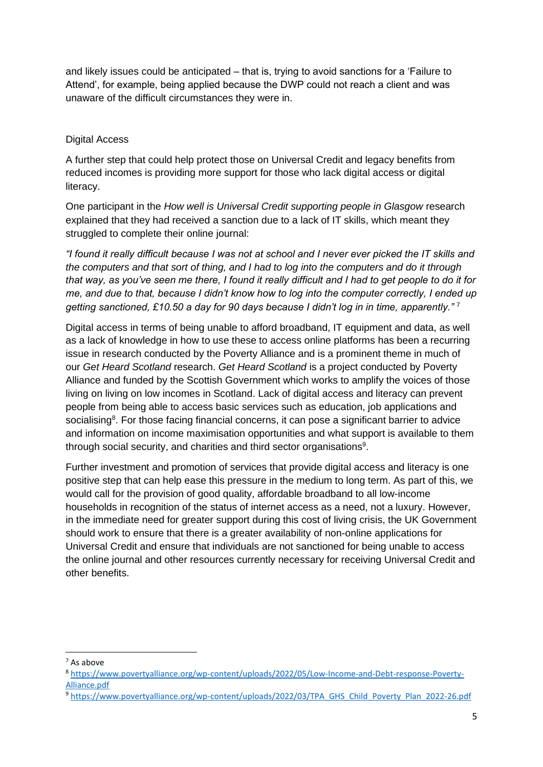and likely issues could be anticipated – that is, trying to avoid sanctions for a 'Failure to Attend', for example, being applied because the DWP could not reach a client and was unaware of the difficult circumstances they were in.

## Digital Access

A further step that could help protect those on Universal Credit and legacy benefits from reduced incomes is providing more support for those who lack digital access or digital literacy.

One participant in the *How well is Universal Credit supporting people in Glasgow* research explained that they had received a sanction due to a lack of IT skills, which meant they struggled to complete their online journal:

*"I found it really difficult because I was not at school and I never ever picked the IT skills and the computers and that sort of thing, and I had to log into the computers and do it through that way, as you've seen me there, I found it really difficult and I had to get people to do it for me, and due to that, because I didn't know how to log into the computer correctly, I ended up getting sanctioned, £10.50 a day for 90 days because I didn't log in in time, apparently."* [7]

Digital access in terms of being unable to afford broadband, IT equipment and data, as well as a lack of knowledge in how to use these to access online platforms has been a recurring issue in research conducted by the Poverty Alliance and is a prominent theme in much of our *Get Heard Scotland* research. *Get Heard Scotland* is a project conducted by Poverty Alliance and funded by the Scottish Government which works to amplify the voices of those living on living on low incomes in Scotland. Lack of digital access and literacy can prevent people from being able to access basic services such as education, job applications and socialising[8]. For those facing financial concerns, it can pose a significant barrier to advice and information on income maximisation opportunities and what support is available to them through social security, and charities and third sector organisations[9].

Further investment and promotion of services that provide digital access and literacy is one positive step that can help ease this pressure in the medium to long term. As part of this, we would call for the provision of good quality, affordable broadband to all low-income households in recognition of the status of internet access as a need, not a luxury. However, in the immediate need for greater support during this cost of living crisis, the UK Government should work to ensure that there is a greater availability of non-online applications for Universal Credit and ensure that individuals are not sanctioned for being unable to access the online journal and other resources currently necessary for receiving Universal Credit and other benefits.

---

[7] As above

[8] https://www.povertyalliance.org/wp-content/uploads/2022/05/Low-Income-and-Debt-response-Poverty-Alliance.pdf

[9] https://www.povertyalliance.org/wp-content/uploads/2022/03/TPA_GHS_Child_Poverty_Plan_2022-26.pdf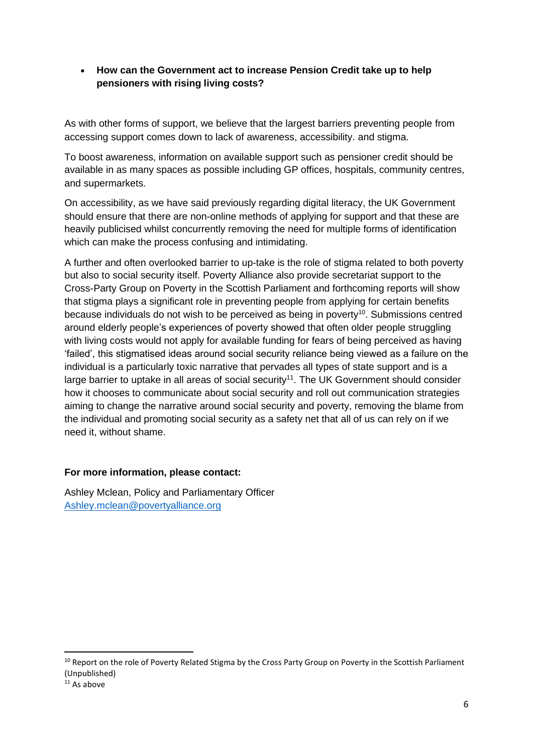- **How can the Government act to increase Pension Credit take up to help pensioners with rising living costs?**

As with other forms of support, we believe that the largest barriers preventing people from accessing support comes down to lack of awareness, accessibility. and stigma.

To boost awareness, information on available support such as pensioner credit should be available in as many spaces as possible including GP offices, hospitals, community centres, and supermarkets.

On accessibility, as we have said previously regarding digital literacy, the UK Government should ensure that there are non-online methods of applying for support and that these are heavily publicised whilst concurrently removing the need for multiple forms of identification which can make the process confusing and intimidating.

A further and often overlooked barrier to up-take is the role of stigma related to both poverty but also to social security itself. Poverty Alliance also provide secretariat support to the Cross-Party Group on Poverty in the Scottish Parliament and forthcoming reports will show that stigma plays a significant role in preventing people from applying for certain benefits because individuals do not wish to be perceived as being in poverty[10]. Submissions centred around elderly people's experiences of poverty showed that often older people struggling with living costs would not apply for available funding for fears of being perceived as having 'failed', this stigmatised ideas around social security reliance being viewed as a failure on the individual is a particularly toxic narrative that pervades all types of state support and is a large barrier to uptake in all areas of social security[11]. The UK Government should consider how it chooses to communicate about social security and roll out communication strategies aiming to change the narrative around social security and poverty, removing the blame from the individual and promoting social security as a safety net that all of us can rely on if we need it, without shame.

**For more information, please contact:**

Ashley Mclean, Policy and Parliamentary Officer
Ashley.mclean@povertyalliance.org

---

[10] Report on the role of Poverty Related Stigma by the Cross Party Group on Poverty in the Scottish Parliament (Unpublished)

[11] As above